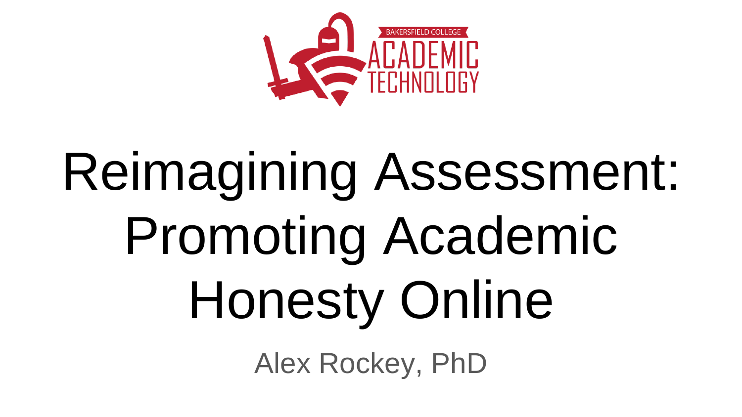BAKERSFIELD COLLEGE
ACADEMIC TECHNOLOGY

# Reimagining Assessment: Promoting Academic Honesty Online

Alex Rockey, PhD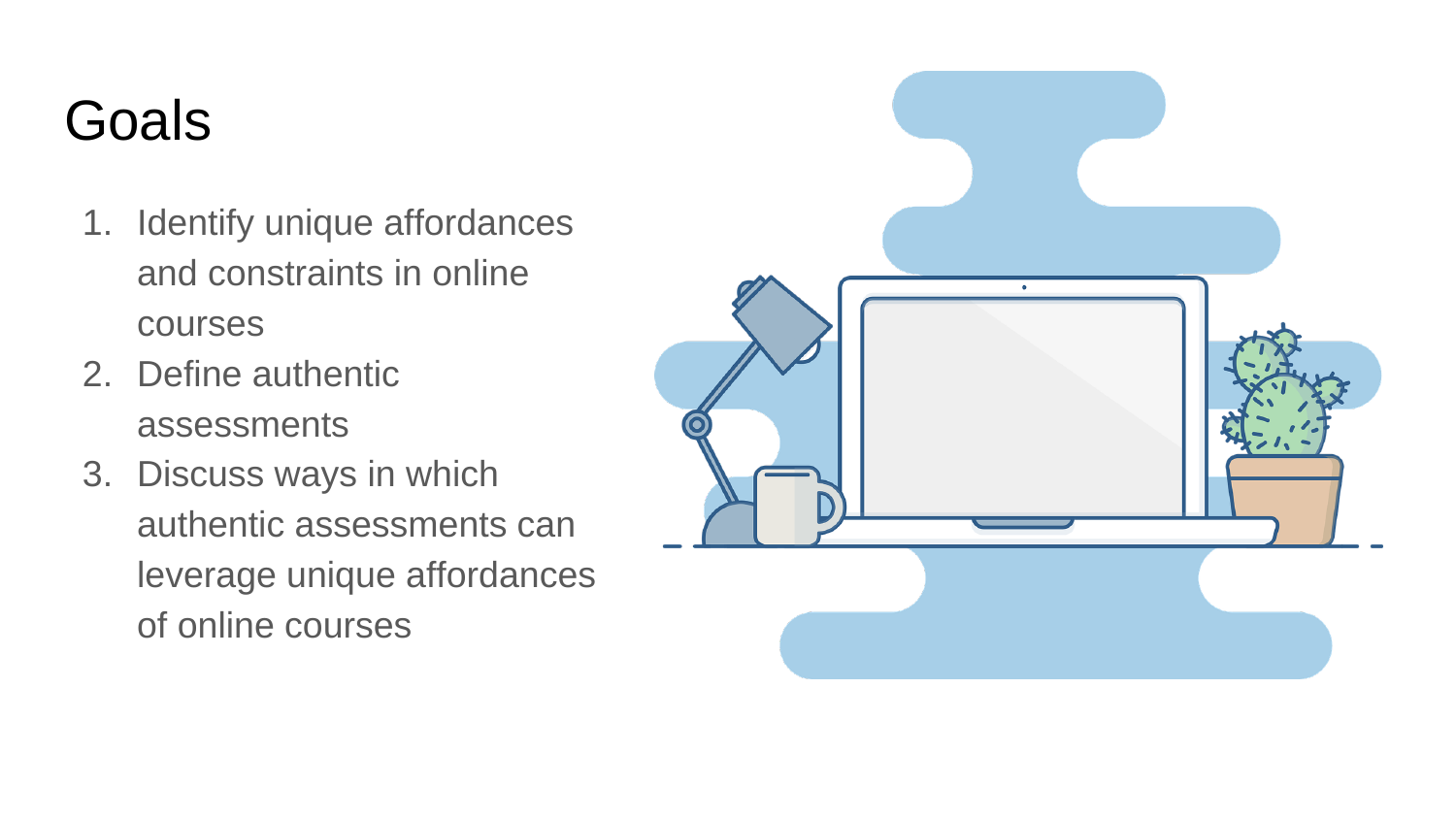# Goals

1. Identify unique affordances and constraints in online courses
2. Define authentic assessments
3. Discuss ways in which authentic assessments can leverage unique affordances of online courses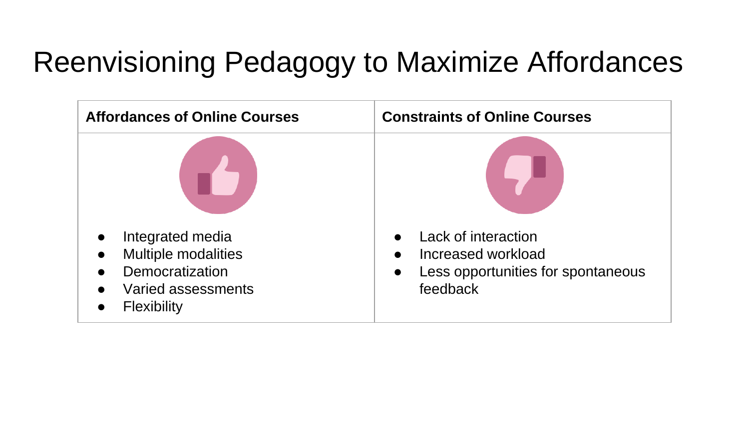# Reenvisioning Pedagogy to Maximize Affordances

| Affordances of Online Courses | Constraints of Online Courses |
| --- | --- |
| • Integrated media<br>• Multiple modalities<br>• Democratization<br>• Varied assessments<br>• Flexibility | • Lack of interaction<br>• Increased workload<br>• Less opportunities for spontaneous feedback |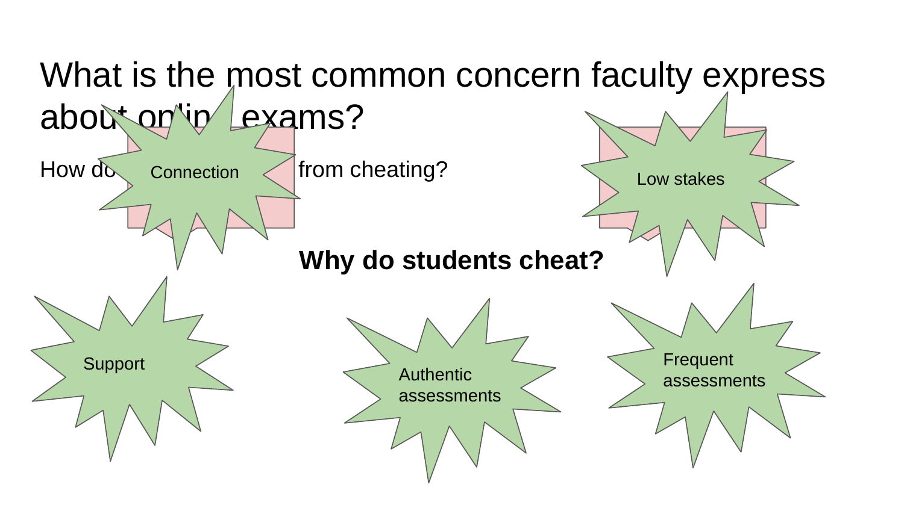# What is the most common concern faculty express about online exams?

How do [...] from cheating?

**Why do students cheat?**

- Connection
- Low stakes
- Support
- Authentic assessments
- Frequent assessments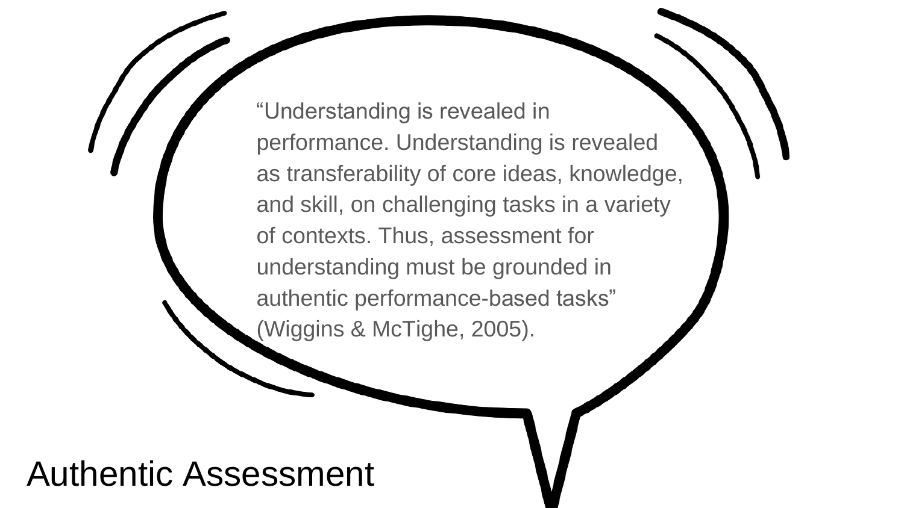# Authentic Assessment

"Understanding is revealed in performance. Understanding is revealed as transferability of core ideas, knowledge, and skill, on challenging tasks in a variety of contexts. Thus, assessment for understanding must be grounded in authentic performance-based tasks" (Wiggins & McTighe, 2005).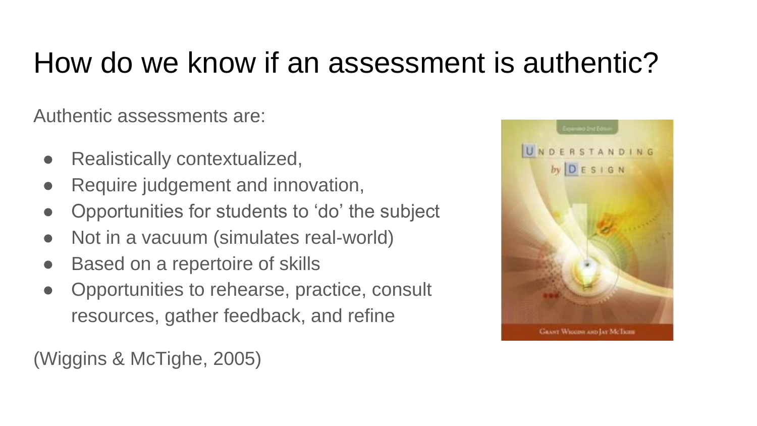# How do we know if an assessment is authentic?

Authentic assessments are:

- Realistically contextualized,
- Require judgement and innovation,
- Opportunities for students to 'do' the subject
- Not in a vacuum (simulates real-world)
- Based on a repertoire of skills
- Opportunities to rehearse, practice, consult resources, gather feedback, and refine

(Wiggins & McTighe, 2005)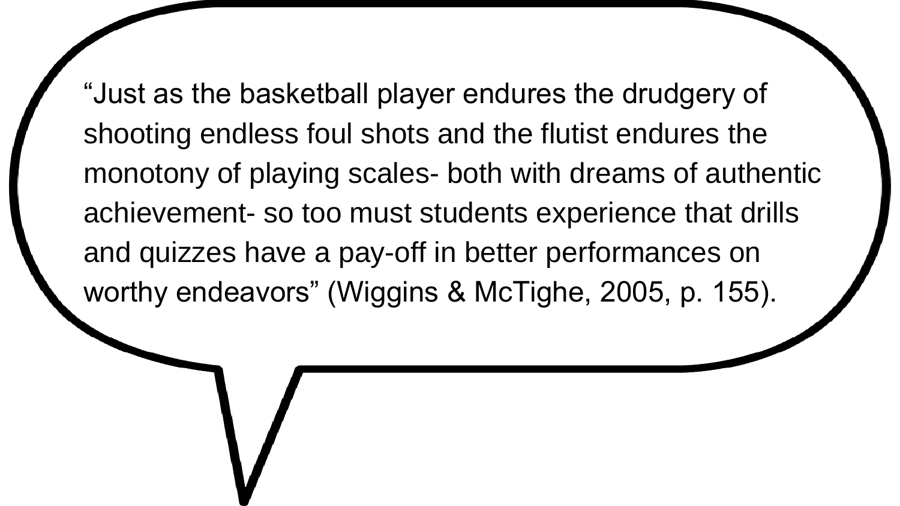"Just as the basketball player endures the drudgery of shooting endless foul shots and the flutist endures the monotony of playing scales- both with dreams of authentic achievement- so too must students experience that drills and quizzes have a pay-off in better performances on worthy endeavors" (Wiggins & McTighe, 2005, p. 155).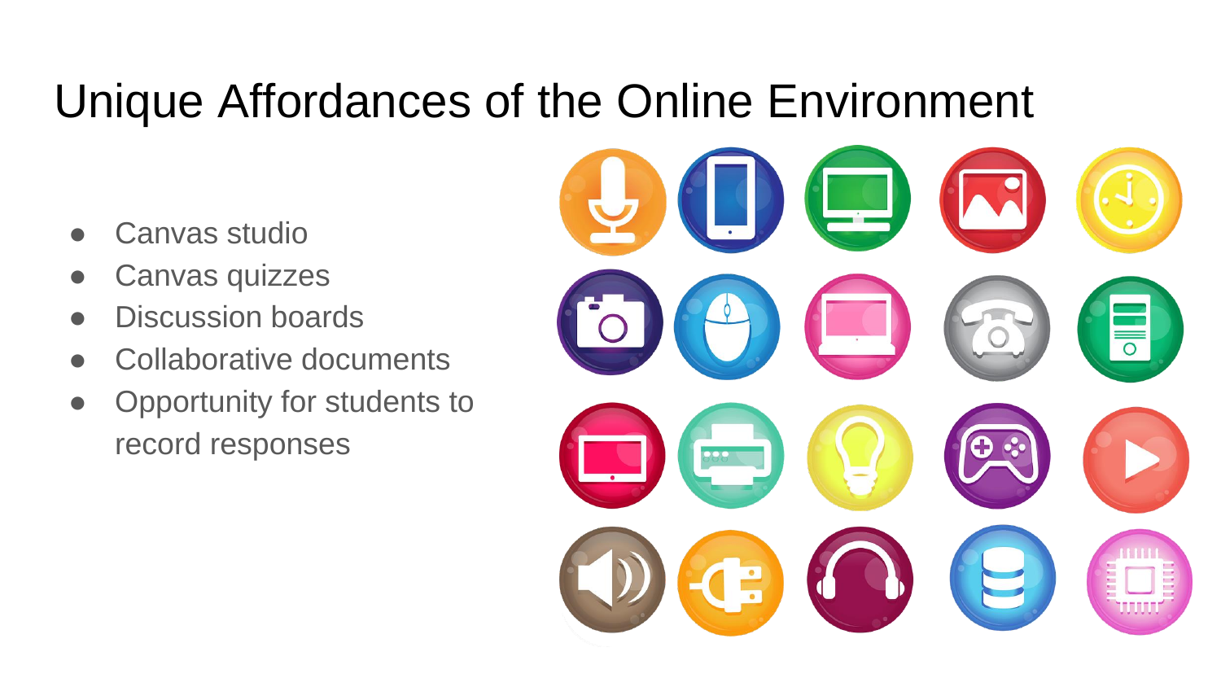# Unique Affordances of the Online Environment

- Canvas studio
- Canvas quizzes
- Discussion boards
- Collaborative documents
- Opportunity for students to record responses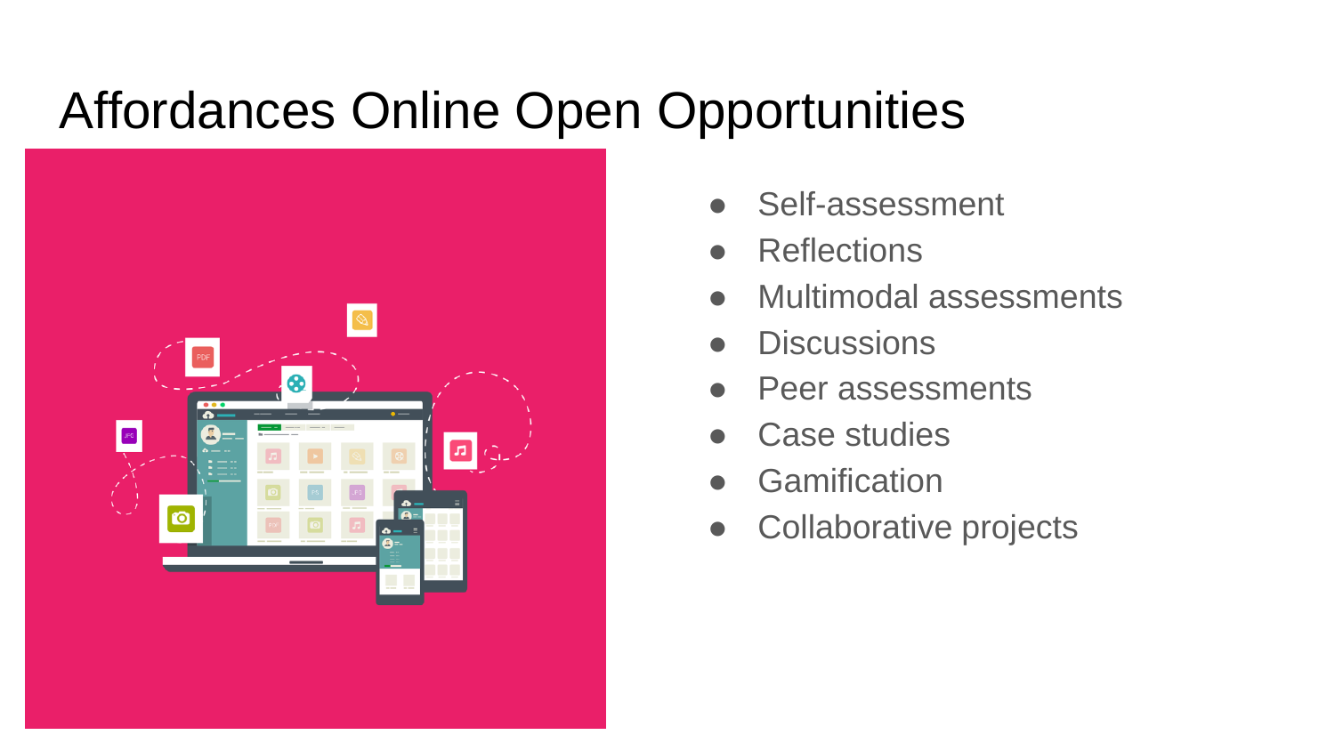# Affordances Online Open Opportunities

- Self-assessment
- Reflections
- Multimodal assessments
- Discussions
- Peer assessments
- Case studies
- Gamification
- Collaborative projects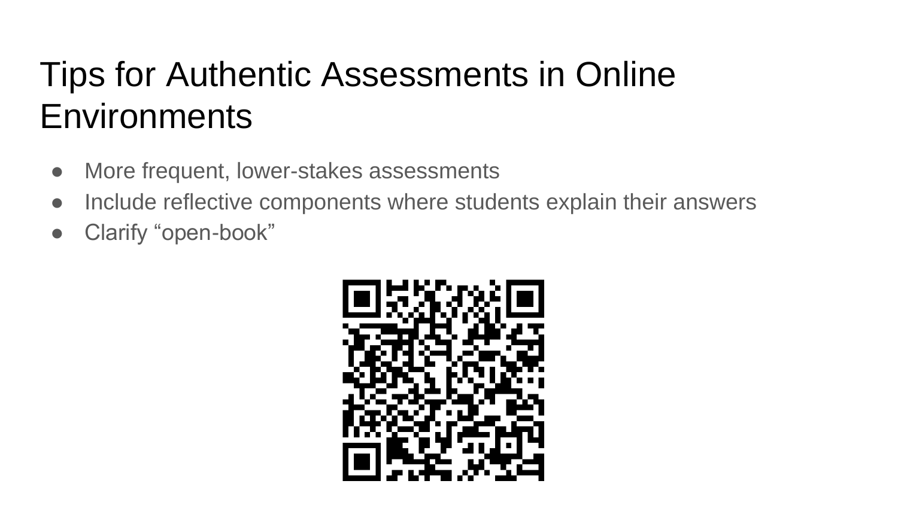# Tips for Authentic Assessments in Online Environments

- More frequent, lower-stakes assessments
- Include reflective components where students explain their answers
- Clarify “open-book”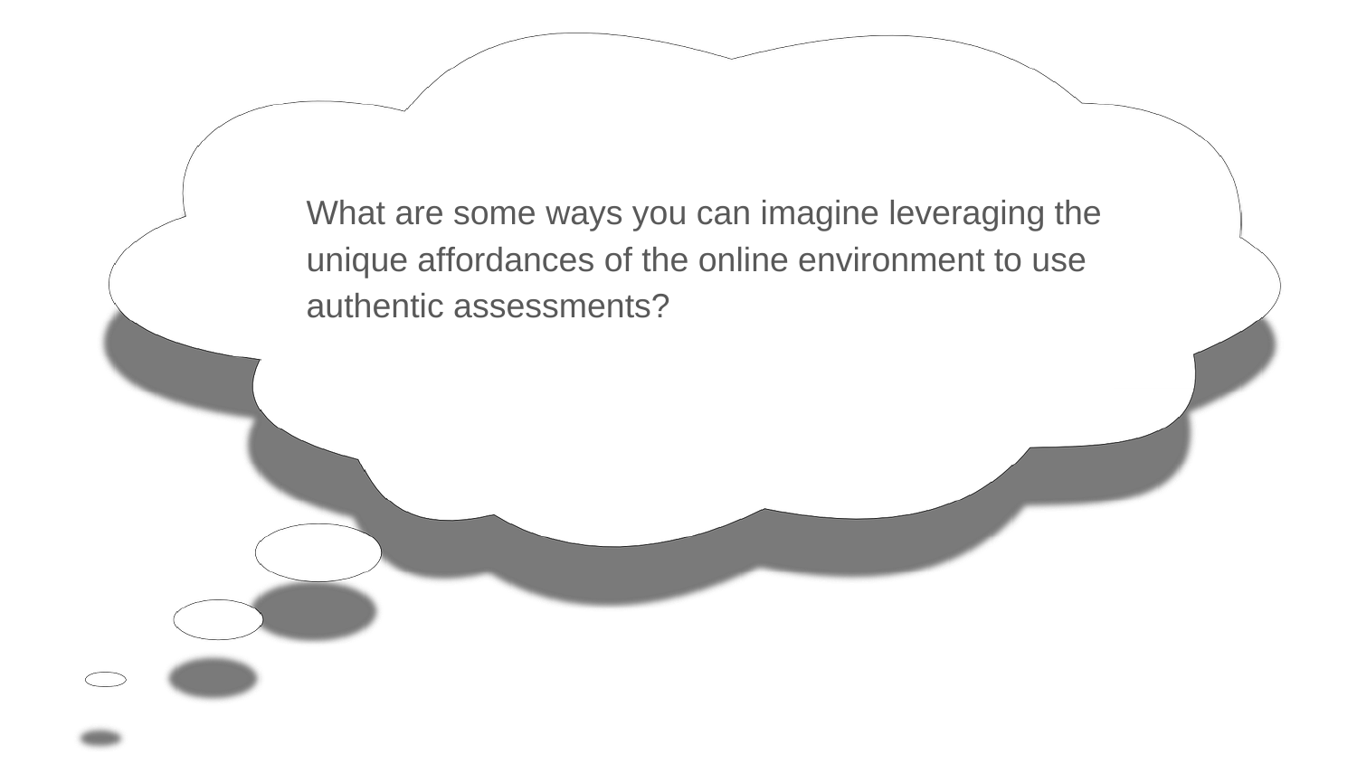What are some ways you can imagine leveraging the unique affordances of the online environment to use authentic assessments?